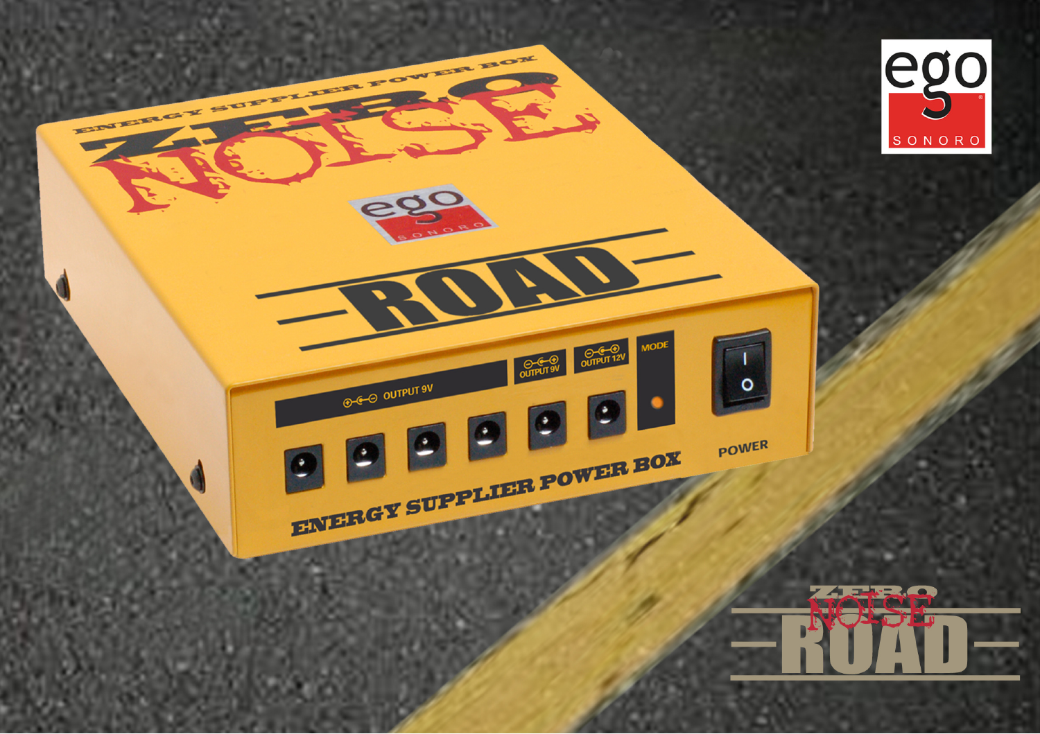ego SONORO

# ZERO NOISE ROAD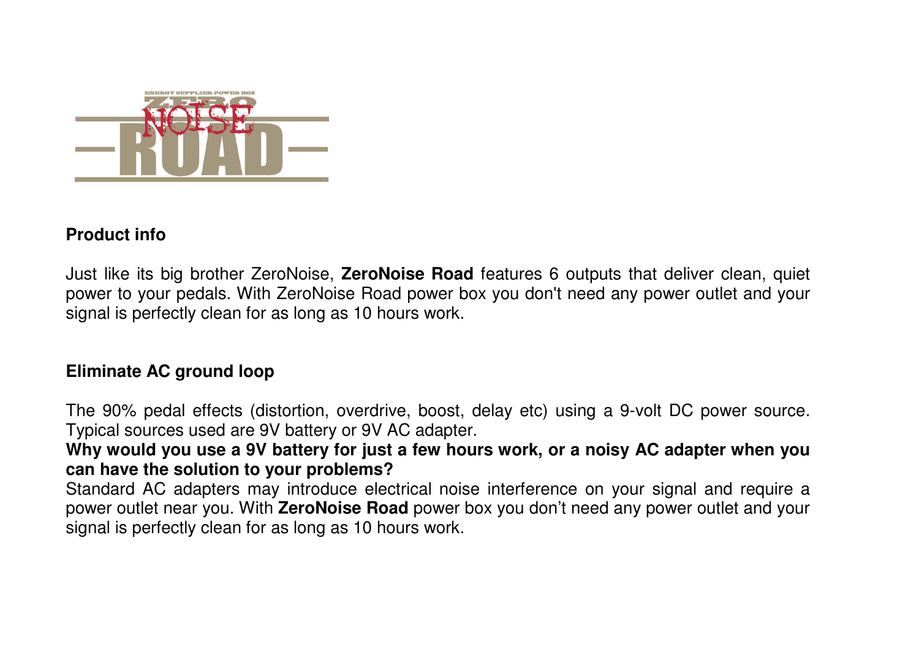## Product info

Just like its big brother ZeroNoise, **ZeroNoise Road** features 6 outputs that deliver clean, quiet power to your pedals. With ZeroNoise Road power box you don't need any power outlet and your signal is perfectly clean for as long as 10 hours work.

## Eliminate AC ground loop

The 90% pedal effects (distortion, overdrive, boost, delay etc) using a 9-volt DC power source. Typical sources used are 9V battery or 9V AC adapter.

**Why would you use a 9V battery for just a few hours work, or a noisy AC adapter when you can have the solution to your problems?**

Standard AC adapters may introduce electrical noise interference on your signal and require a power outlet near you. With **ZeroNoise Road** power box you don't need any power outlet and your signal is perfectly clean for as long as 10 hours work.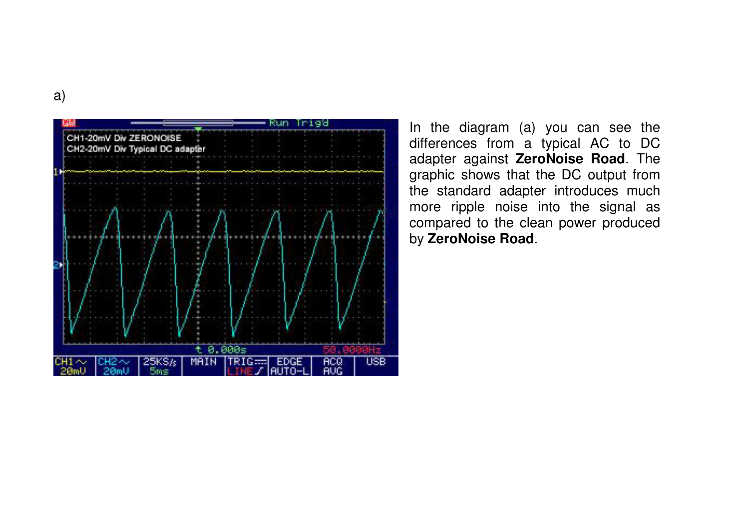a)

In the diagram (a) you can see the differences from a typical AC to DC adapter against **ZeroNoise Road**. The graphic shows that the DC output from the standard adapter introduces much more ripple noise into the signal as compared to the clean power produced by **ZeroNoise Road**.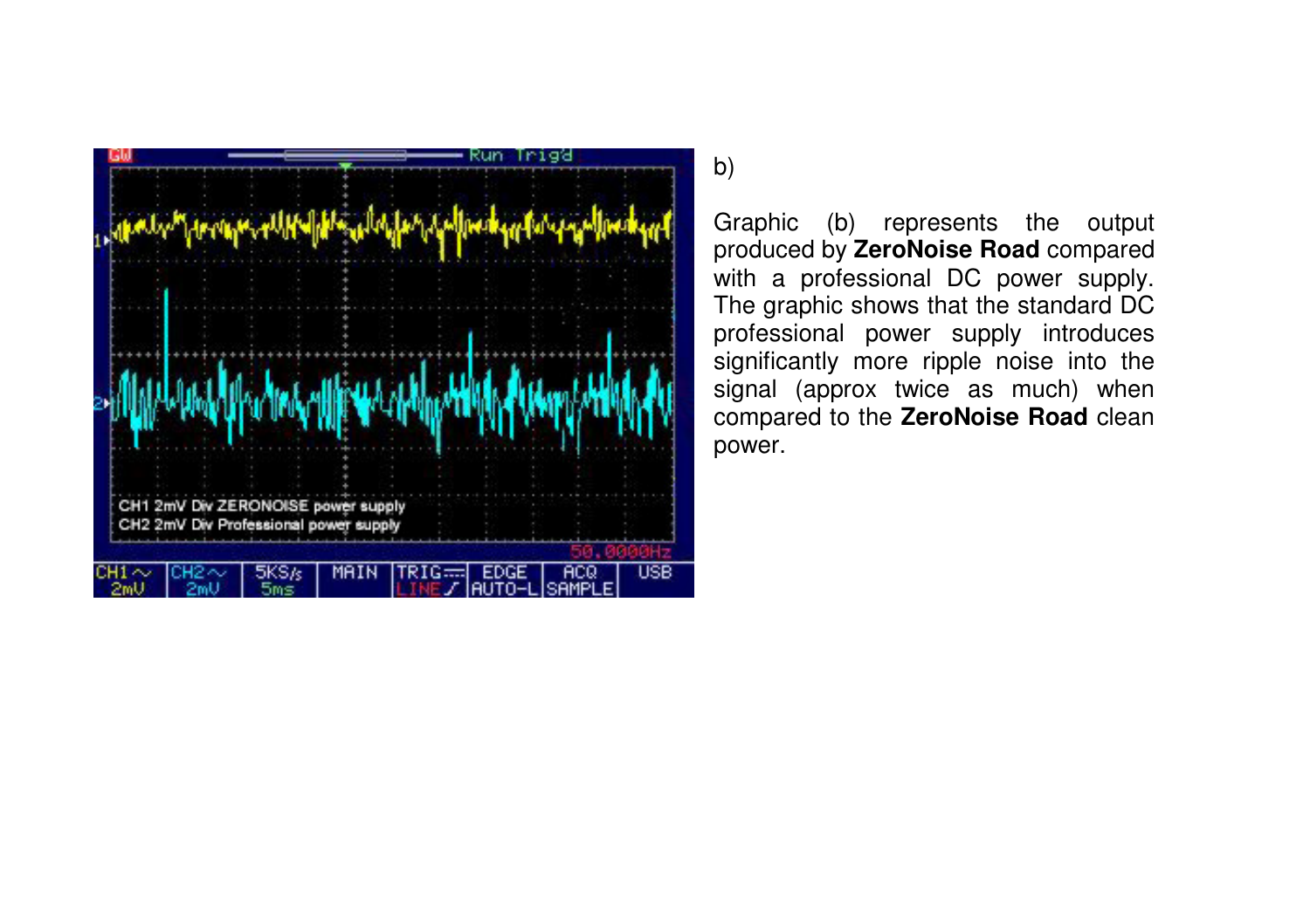b)

Graphic (b) represents the output produced by **ZeroNoise Road** compared with a professional DC power supply. The graphic shows that the standard DC professional power supply introduces significantly more ripple noise into the signal (approx twice as much) when compared to the **ZeroNoise Road** clean power.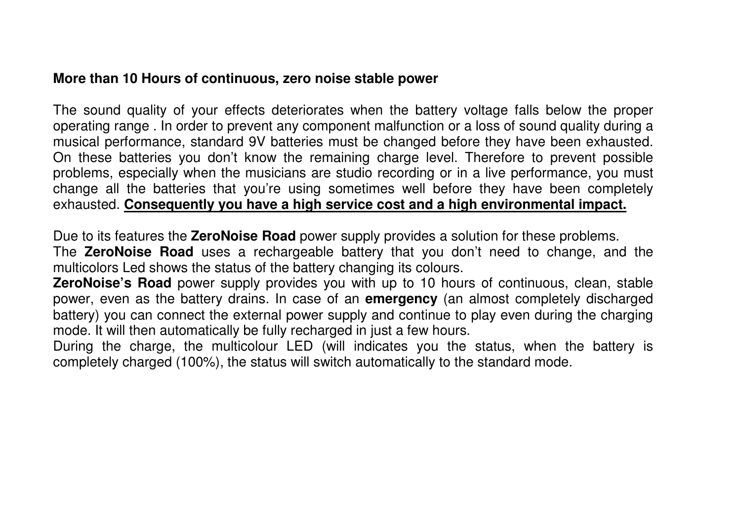**More than 10 Hours of continuous, zero noise stable power**

The sound quality of your effects deteriorates when the battery voltage falls below the proper operating range . In order to prevent any component malfunction or a loss of sound quality during a musical performance, standard 9V batteries must be changed before they have been exhausted. On these batteries you don't know the remaining charge level. Therefore to prevent possible problems, especially when the musicians are studio recording or in a live performance, you must change all the batteries that you're using sometimes well before they have been completely exhausted. **<u>Consequently you have a high service cost and a high environmental impact.</u>**

Due to its features the **ZeroNoise Road** power supply provides a solution for these problems.
The **ZeroNoise Road** uses a rechargeable battery that you don't need to change, and the multicolors Led shows the status of the battery changing its colours.
**ZeroNoise's Road** power supply provides you with up to 10 hours of continuous, clean, stable power, even as the battery drains. In case of an **emergency** (an almost completely discharged battery) you can connect the external power supply and continue to play even during the charging mode. It will then automatically be fully recharged in just a few hours.
During the charge, the multicolour LED (will indicates you the status, when the battery is completely charged (100%), the status will switch automatically to the standard mode.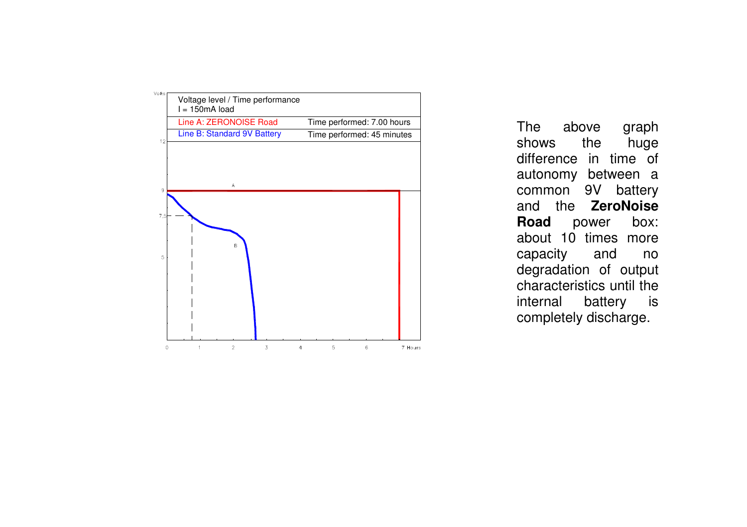Voltage level / Time performance
I = 150mA load

| | |
|---|---|
| Line A: ZERONOISE Road | Time performed: 7.00 hours |
| Line B: Standard 9V Battery | Time performed: 45 minutes |

The above graph shows the huge difference in time of autonomy between a common 9V battery and the **ZeroNoise Road** power box: about 10 times more capacity and no degradation of output characteristics until the internal battery is completely discharge.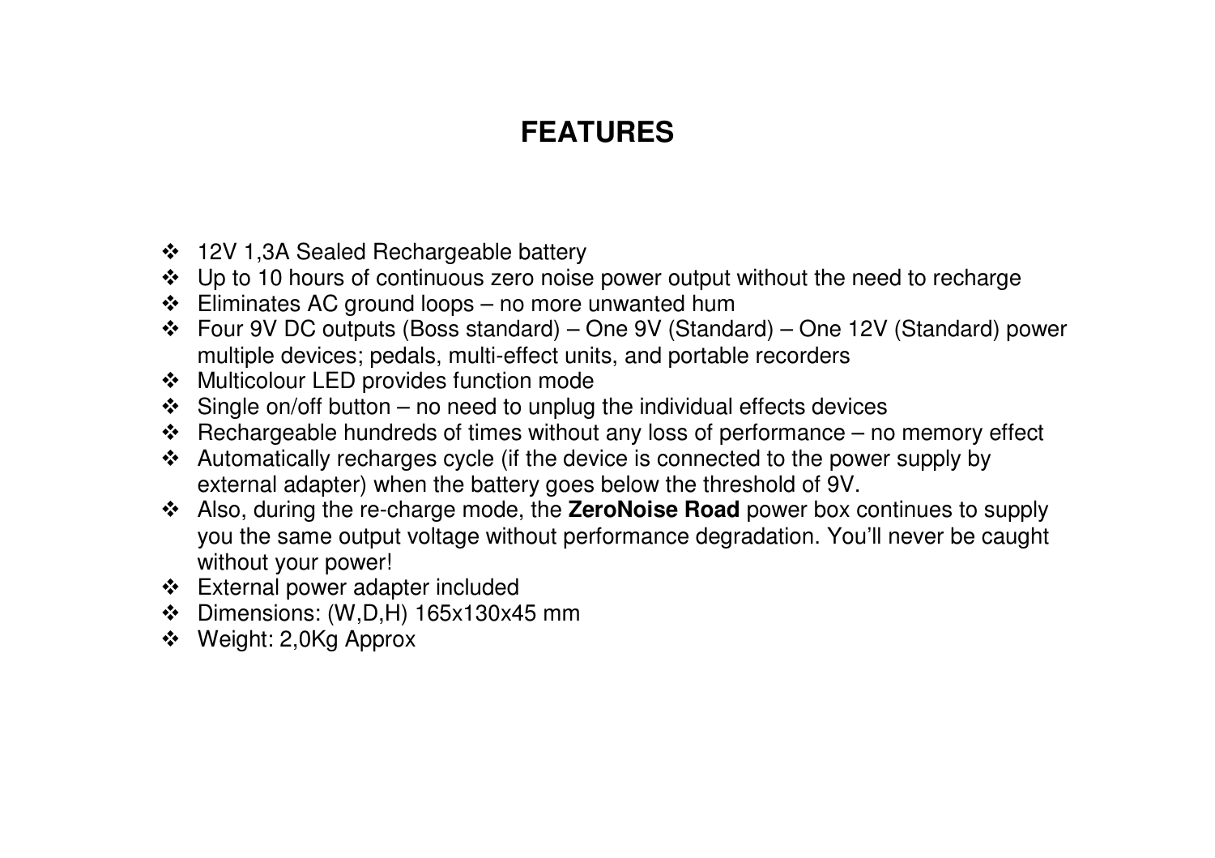# FEATURES

- 12V 1,3A Sealed Rechargeable battery
- Up to 10 hours of continuous zero noise power output without the need to recharge
- Eliminates AC ground loops – no more unwanted hum
- Four 9V DC outputs (Boss standard) – One 9V (Standard) – One 12V (Standard) power multiple devices; pedals, multi-effect units, and portable recorders
- Multicolour LED provides function mode
- Single on/off button – no need to unplug the individual effects devices
- Rechargeable hundreds of times without any loss of performance – no memory effect
- Automatically recharges cycle (if the device is connected to the power supply by external adapter) when the battery goes below the threshold of 9V.
- Also, during the re-charge mode, the **ZeroNoise Road** power box continues to supply you the same output voltage without performance degradation. You'll never be caught without your power!
- External power adapter included
- Dimensions: (W,D,H) 165x130x45 mm
- Weight: 2,0Kg Approx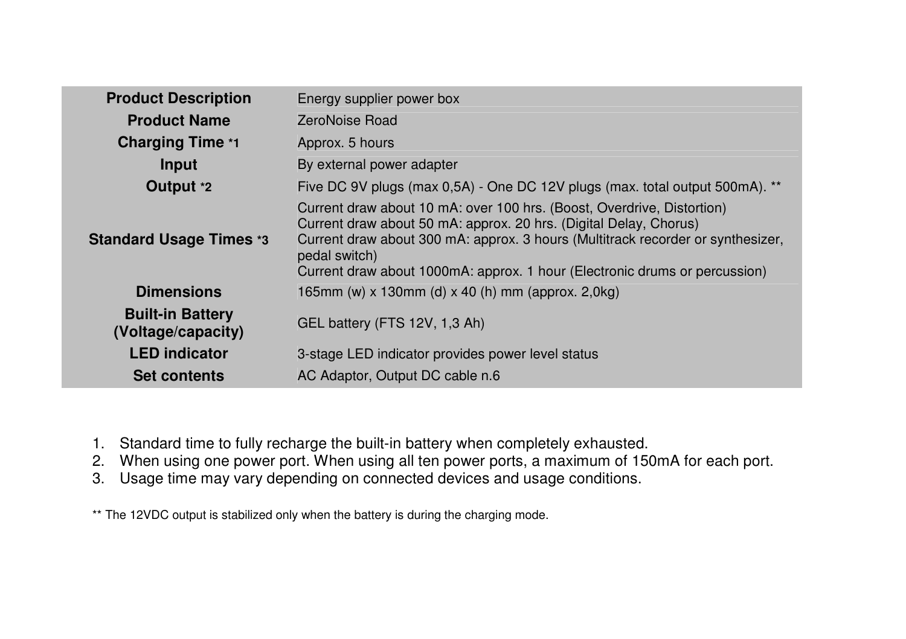| Product Description | Energy supplier power box |
|---|---|
| **Product Name** | ZeroNoise Road |
| **Charging Time** *1 | Approx. 5 hours |
| **Input** | By external power adapter |
| **Output** *2 | Five DC 9V plugs (max 0,5A) - One DC 12V plugs (max. total output 500mA). ** |
| **Standard Usage Times** *3 | Current draw about 10 mA: over 100 hrs. (Boost, Overdrive, Distortion)<br>Current draw about 50 mA: approx. 20 hrs. (Digital Delay, Chorus)<br>Current draw about 300 mA: approx. 3 hours (Multitrack recorder or synthesizer, pedal switch)<br>Current draw about 1000mA: approx. 1 hour (Electronic drums or percussion) |
| **Dimensions** | 165mm (w) x 130mm (d) x 40 (h) mm (approx. 2,0kg) |
| **Built-in Battery (Voltage/capacity)** | GEL battery (FTS 12V, 1,3 Ah) |
| **LED indicator** | 3-stage LED indicator provides power level status |
| **Set contents** | AC Adaptor, Output DC cable n.6 |

1. Standard time to fully recharge the built-in battery when completely exhausted.
2. When using one power port. When using all ten power ports, a maximum of 150mA for each port.
3. Usage time may vary depending on connected devices and usage conditions.

** The 12VDC output is stabilized only when the battery is during the charging mode.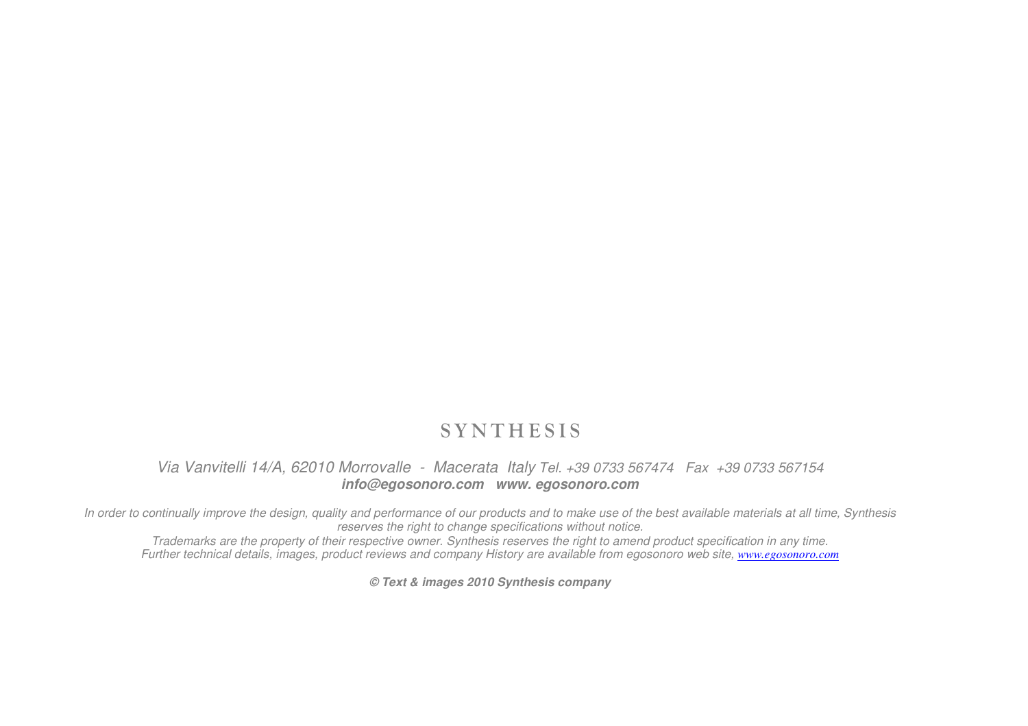# SYNTHESIS

*Via Vanvitelli 14/A, 62010 Morrovalle - Macerata Italy Tel. +39 0733 567474 Fax +39 0733 567154*
***info@egosonoro.com www. egosonoro.com***

*In order to continually improve the design, quality and performance of our products and to make use of the best available materials at all time, Synthesis reserves the right to change specifications without notice.*
*Trademarks are the property of their respective owner. Synthesis reserves the right to amend product specification in any time.*
*Further technical details, images, product reviews and company History are available from egosonoro web site, www.egosonoro.com*

***© Text & images 2010 Synthesis company***